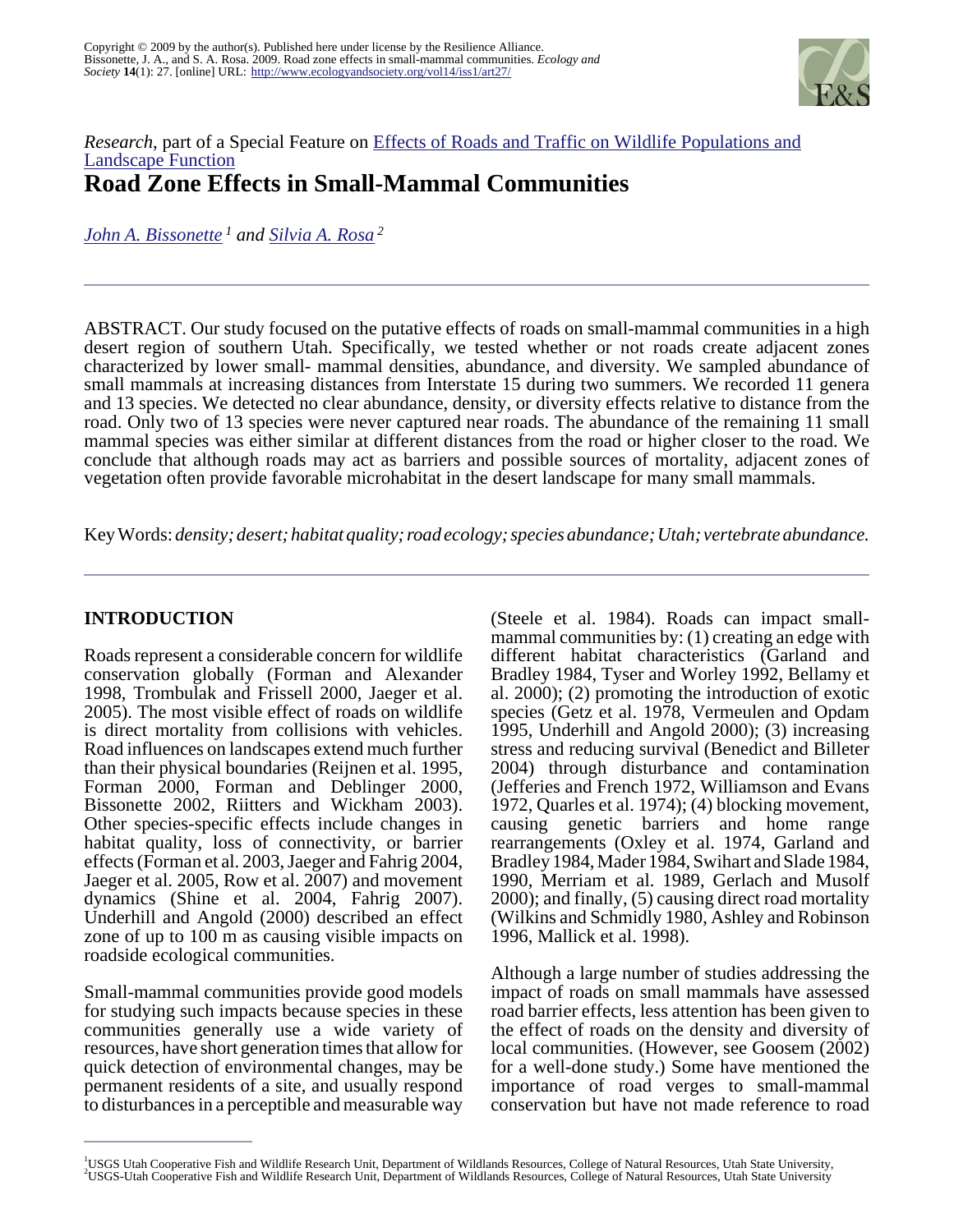Copyright © 2009 by the author(s). Published here under license by the Resilience Alliance.
Bissonette, J. A., and S. A. Rosa. 2009. Road zone effects in small-mammal communities. *Ecology and Society* **14**(1): 27. [online] URL: http://www.ecologyandsociety.org/vol14/iss1/art27/

*Research*, part of a Special Feature on Effects of Roads and Traffic on Wildlife Populations and Landscape Function

# Road Zone Effects in Small-Mammal Communities

*John A. Bissonette [1] and Silvia A. Rosa [2]*

ABSTRACT. Our study focused on the putative effects of roads on small-mammal communities in a high desert region of southern Utah. Specifically, we tested whether or not roads create adjacent zones characterized by lower small- mammal densities, abundance, and diversity. We sampled abundance of small mammals at increasing distances from Interstate 15 during two summers. We recorded 11 genera and 13 species. We detected no clear abundance, density, or diversity effects relative to distance from the road. Only two of 13 species were never captured near roads. The abundance of the remaining 11 small mammal species was either similar at different distances from the road or higher closer to the road. We conclude that although roads may act as barriers and possible sources of mortality, adjacent zones of vegetation often provide favorable microhabitat in the desert landscape for many small mammals.

Key Words: *density; desert; habitat quality; road ecology; species abundance; Utah; vertebrate abundance.*

## INTRODUCTION

Roads represent a considerable concern for wildlife conservation globally (Forman and Alexander 1998, Trombulak and Frissell 2000, Jaeger et al. 2005). The most visible effect of roads on wildlife is direct mortality from collisions with vehicles. Road influences on landscapes extend much further than their physical boundaries (Reijnen et al. 1995, Forman 2000, Forman and Deblinger 2000, Bissonette 2002, Riitters and Wickham 2003). Other species-specific effects include changes in habitat quality, loss of connectivity, or barrier effects (Forman et al. 2003, Jaeger and Fahrig 2004, Jaeger et al. 2005, Row et al. 2007) and movement dynamics (Shine et al. 2004, Fahrig 2007). Underhill and Angold (2000) described an effect zone of up to 100 m as causing visible impacts on roadside ecological communities.

Small-mammal communities provide good models for studying such impacts because species in these communities generally use a wide variety of resources, have short generation times that allow for quick detection of environmental changes, may be permanent residents of a site, and usually respond to disturbances in a perceptible and measurable way (Steele et al. 1984). Roads can impact small-mammal communities by: (1) creating an edge with different habitat characteristics (Garland and Bradley 1984, Tyser and Worley 1992, Bellamy et al. 2000); (2) promoting the introduction of exotic species (Getz et al. 1978, Vermeulen and Opdam 1995, Underhill and Angold 2000); (3) increasing stress and reducing survival (Benedict and Billeter 2004) through disturbance and contamination (Jefferies and French 1972, Williamson and Evans 1972, Quarles et al. 1974); (4) blocking movement, causing genetic barriers and home range rearrangements (Oxley et al. 1974, Garland and Bradley 1984, Mader 1984, Swihart and Slade 1984, 1990, Merriam et al. 1989, Gerlach and Musolf 2000); and finally, (5) causing direct road mortality (Wilkins and Schmidly 1980, Ashley and Robinson 1996, Mallick et al. 1998).

Although a large number of studies addressing the impact of roads on small mammals have assessed road barrier effects, less attention has been given to the effect of roads on the density and diversity of local communities. (However, see Goosem (2002) for a well-done study.) Some have mentioned the importance of road verges to small-mammal conservation but have not made reference to road

[1] USGS Utah Cooperative Fish and Wildlife Research Unit, Department of Wildlands Resources, College of Natural Resources, Utah State University,
[2] USGS-Utah Cooperative Fish and Wildlife Research Unit, Department of Wildlands Resources, College of Natural Resources, Utah State University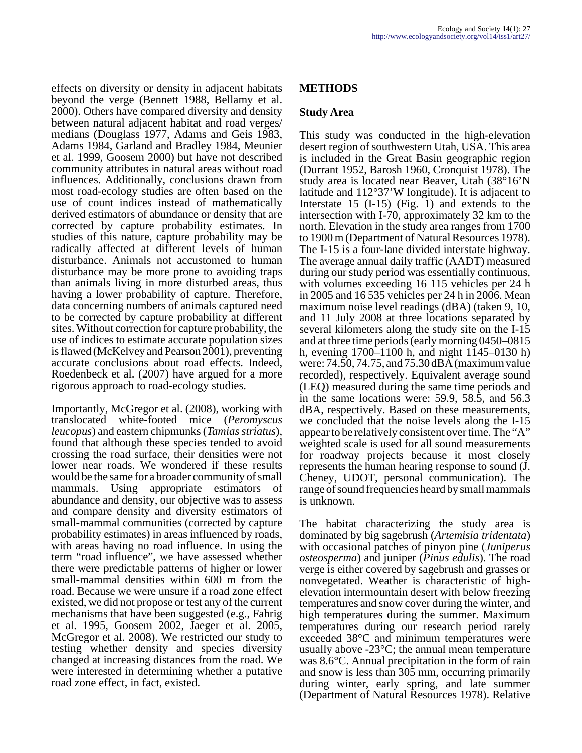effects on diversity or density in adjacent habitats beyond the verge (Bennett 1988, Bellamy et al. 2000). Others have compared diversity and density between natural adjacent habitat and road verges/medians (Douglass 1977, Adams and Geis 1983, Adams 1984, Garland and Bradley 1984, Meunier et al. 1999, Goosem 2000) but have not described community attributes in natural areas without road influences. Additionally, conclusions drawn from most road-ecology studies are often based on the use of count indices instead of mathematically derived estimators of abundance or density that are corrected by capture probability estimates. In studies of this nature, capture probability may be radically affected at different levels of human disturbance. Animals not accustomed to human disturbance may be more prone to avoiding traps than animals living in more disturbed areas, thus having a lower probability of capture. Therefore, data concerning numbers of animals captured need to be corrected by capture probability at different sites. Without correction for capture probability, the use of indices to estimate accurate population sizes is flawed (McKelvey and Pearson 2001), preventing accurate conclusions about road effects. Indeed, Roedenbeck et al. (2007) have argued for a more rigorous approach to road-ecology studies.

Importantly, McGregor et al. (2008), working with translocated white-footed mice (*Peromyscus leucopus*) and eastern chipmunks (*Tamias striatus*), found that although these species tended to avoid crossing the road surface, their densities were not lower near roads. We wondered if these results would be the same for a broader community of small mammals. Using appropriate estimators of abundance and density, our objective was to assess and compare density and diversity estimators of small-mammal communities (corrected by capture probability estimates) in areas influenced by roads, with areas having no road influence. In using the term "road influence", we have assessed whether there were predictable patterns of higher or lower small-mammal densities within 600 m from the road. Because we were unsure if a road zone effect existed, we did not propose or test any of the current mechanisms that have been suggested (e.g., Fahrig et al. 1995, Goosem 2002, Jaeger et al. 2005, McGregor et al. 2008). We restricted our study to testing whether density and species diversity changed at increasing distances from the road. We were interested in determining whether a putative road zone effect, in fact, existed.

## METHODS

### Study Area

This study was conducted in the high-elevation desert region of southwestern Utah, USA. This area is included in the Great Basin geographic region (Durrant 1952, Barosh 1960, Cronquist 1978). The study area is located near Beaver, Utah (38°16’N latitude and 112°37’W longitude). It is adjacent to Interstate 15 (I-15) (Fig. 1) and extends to the intersection with I-70, approximately 32 km to the north. Elevation in the study area ranges from 1700 to 1900 m (Department of Natural Resources 1978). The I-15 is a four-lane divided interstate highway. The average annual daily traffic (AADT) measured during our study period was essentially continuous, with volumes exceeding 16 115 vehicles per 24 h in 2005 and 16 535 vehicles per 24 h in 2006. Mean maximum noise level readings (dBA) (taken 9, 10, and 11 July 2008 at three locations separated by several kilometers along the study site on the I-15 and at three time periods (early morning 0450–0815 h, evening 1700–1100 h, and night 1145–0130 h) were: 74.50, 74.75, and 75.30 dBA (maximum value recorded), respectively. Equivalent average sound (LEQ) measured during the same time periods and in the same locations were: 59.9, 58.5, and 56.3 dBA, respectively. Based on these measurements, we concluded that the noise levels along the I-15 appear to be relatively consistent over time. The “A” weighted scale is used for all sound measurements for roadway projects because it most closely represents the human hearing response to sound (J. Cheney, UDOT, personal communication). The range of sound frequencies heard by small mammals is unknown.

The habitat characterizing the study area is dominated by big sagebrush (*Artemisia tridentata*) with occasional patches of pinyon pine (*Juniperus osteosperma*) and juniper (*Pinus edulis*). The road verge is either covered by sagebrush and grasses or nonvegetated. Weather is characteristic of high-elevation intermountain desert with below freezing temperatures and snow cover during the winter, and high temperatures during the summer. Maximum temperatures during our research period rarely exceeded 38°C and minimum temperatures were usually above -23°C; the annual mean temperature was 8.6°C. Annual precipitation in the form of rain and snow is less than 305 mm, occurring primarily during winter, early spring, and late summer (Department of Natural Resources 1978). Relative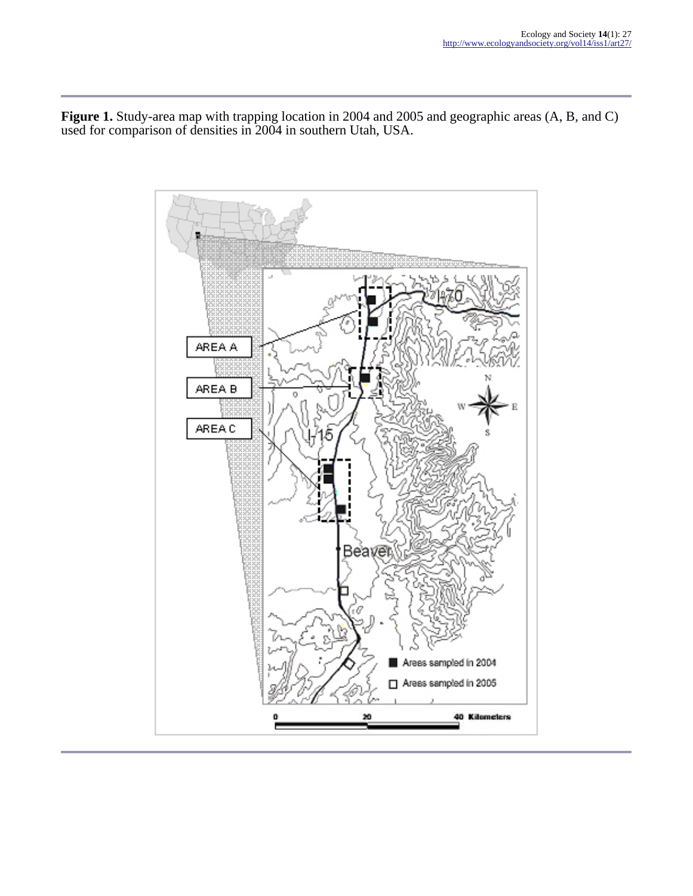**Figure 1.** Study-area map with trapping location in 2004 and 2005 and geographic areas (A, B, and C) used for comparison of densities in 2004 in southern Utah, USA.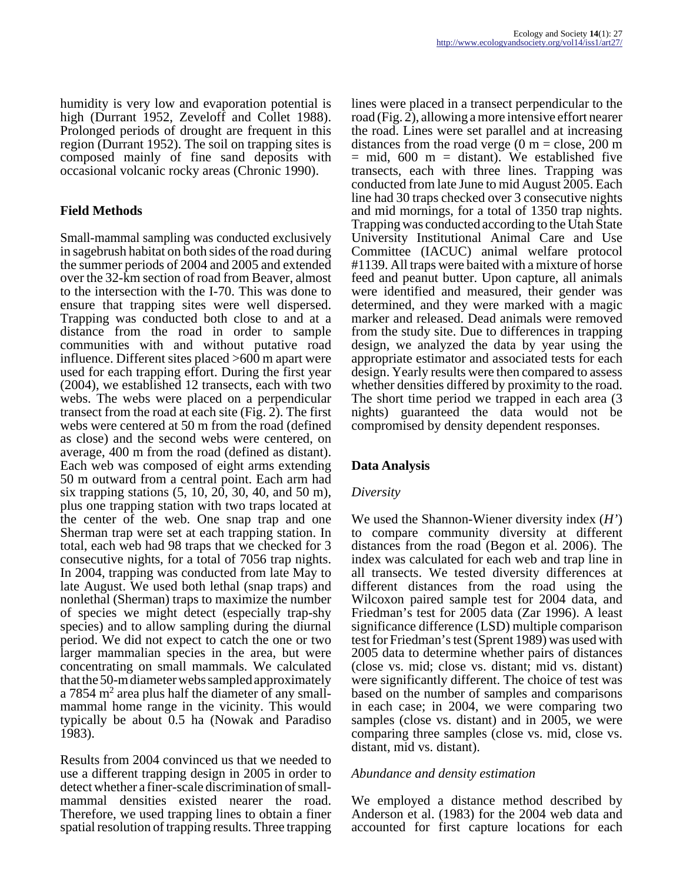humidity is very low and evaporation potential is high (Durrant 1952, Zeveloff and Collet 1988). Prolonged periods of drought are frequent in this region (Durrant 1952). The soil on trapping sites is composed mainly of fine sand deposits with occasional volcanic rocky areas (Chronic 1990).

## Field Methods

Small-mammal sampling was conducted exclusively in sagebrush habitat on both sides of the road during the summer periods of 2004 and 2005 and extended over the 32-km section of road from Beaver, almost to the intersection with the I-70. This was done to ensure that trapping sites were well dispersed. Trapping was conducted both close to and at a distance from the road in order to sample communities with and without putative road influence. Different sites placed >600 m apart were used for each trapping effort. During the first year (2004), we established 12 transects, each with two webs. The webs were placed on a perpendicular transect from the road at each site (Fig. 2). The first webs were centered at 50 m from the road (defined as close) and the second webs were centered, on average, 400 m from the road (defined as distant). Each web was composed of eight arms extending 50 m outward from a central point. Each arm had six trapping stations (5, 10, 20, 30, 40, and 50 m), plus one trapping station with two traps located at the center of the web. One snap trap and one Sherman trap were set at each trapping station. In total, each web had 98 traps that we checked for 3 consecutive nights, for a total of 7056 trap nights. In 2004, trapping was conducted from late May to late August. We used both lethal (snap traps) and nonlethal (Sherman) traps to maximize the number of species we might detect (especially trap-shy species) and to allow sampling during the diurnal period. We did not expect to catch the one or two larger mammalian species in the area, but were concentrating on small mammals. We calculated that the 50-m diameter webs sampled approximately a 7854 $m^2$ area plus half the diameter of any small-mammal home range in the vicinity. This would typically be about 0.5 ha (Nowak and Paradiso 1983).

Results from 2004 convinced us that we needed to use a different trapping design in 2005 in order to detect whether a finer-scale discrimination of small-mammal densities existed nearer the road. Therefore, we used trapping lines to obtain a finer spatial resolution of trapping results. Three trapping lines were placed in a transect perpendicular to the road (Fig. 2), allowing a more intensive effort nearer the road. Lines were set parallel and at increasing distances from the road verge (0 m = close, 200 m = mid, 600 m = distant). We established five transects, each with three lines. Trapping was conducted from late June to mid August 2005. Each line had 30 traps checked over 3 consecutive nights and mid mornings, for a total of 1350 trap nights. Trapping was conducted according to the Utah State University Institutional Animal Care and Use Committee (IACUC) animal welfare protocol #1139. All traps were baited with a mixture of horse feed and peanut butter. Upon capture, all animals were identified and measured, their gender was determined, and they were marked with a magic marker and released. Dead animals were removed from the study site. Due to differences in trapping design, we analyzed the data by year using the appropriate estimator and associated tests for each design. Yearly results were then compared to assess whether densities differed by proximity to the road. The short time period we trapped in each area (3 nights) guaranteed the data would not be compromised by density dependent responses.

## Data Analysis

### *Diversity*

We used the Shannon-Wiener diversity index (*H'*) to compare community diversity at different distances from the road (Begon et al. 2006). The index was calculated for each web and trap line in all transects. We tested diversity differences at different distances from the road using the Wilcoxon paired sample test for 2004 data, and Friedman's test for 2005 data (Zar 1996). A least significance difference (LSD) multiple comparison test for Friedman's test (Sprent 1989) was used with 2005 data to determine whether pairs of distances (close vs. mid; close vs. distant; mid vs. distant) were significantly different. The choice of test was based on the number of samples and comparisons in each case; in 2004, we were comparing two samples (close vs. distant) and in 2005, we were comparing three samples (close vs. mid, close vs. distant, mid vs. distant).

### *Abundance and density estimation*

We employed a distance method described by Anderson et al. (1983) for the 2004 web data and accounted for first capture locations for each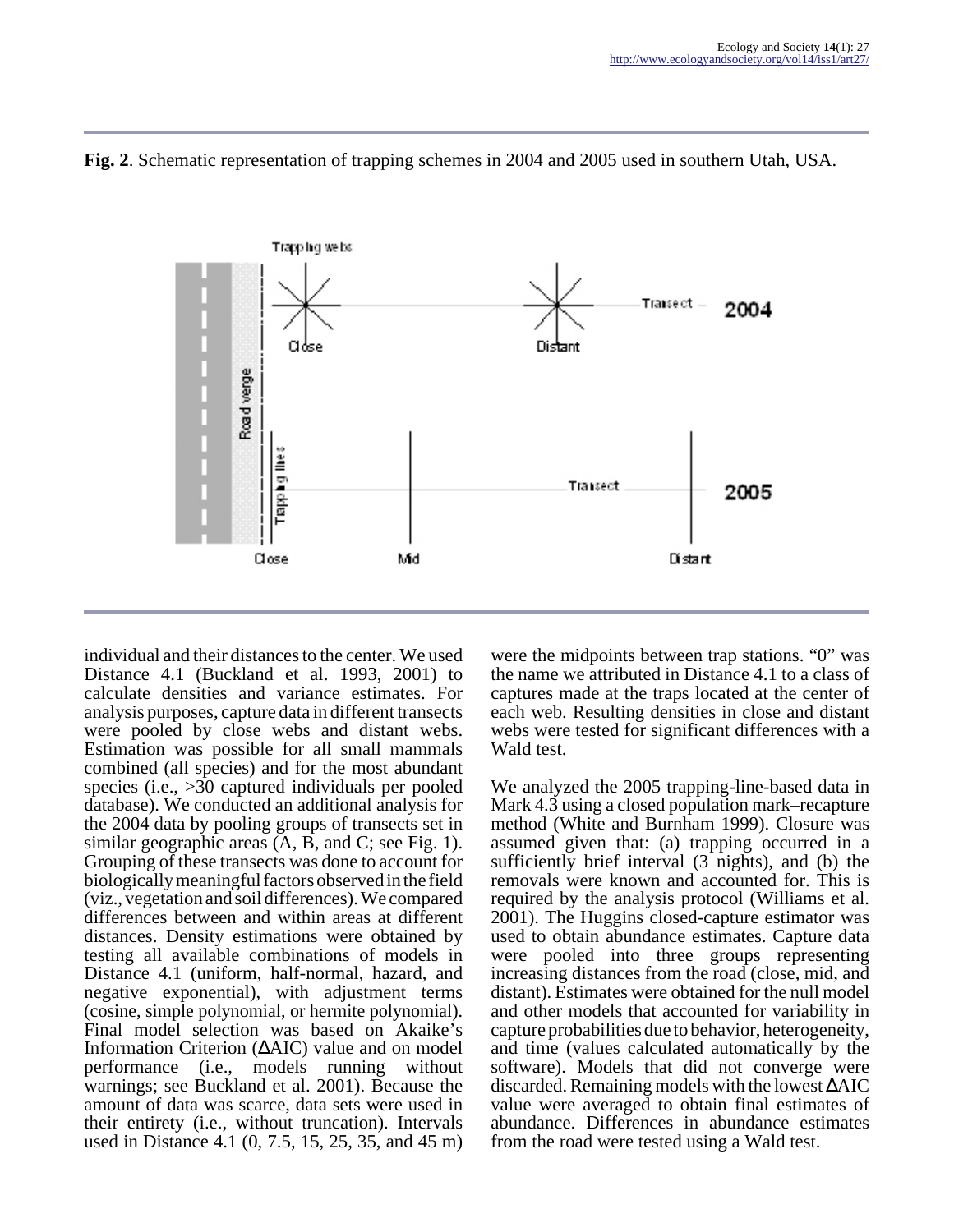**Fig. 2**. Schematic representation of trapping schemes in 2004 and 2005 used in southern Utah, USA.

individual and their distances to the center. We used Distance 4.1 (Buckland et al. 1993, 2001) to calculate densities and variance estimates. For analysis purposes, capture data in different transects were pooled by close webs and distant webs. Estimation was possible for all small mammals combined (all species) and for the most abundant species (i.e., >30 captured individuals per pooled database). We conducted an additional analysis for the 2004 data by pooling groups of transects set in similar geographic areas (A, B, and C; see Fig. 1). Grouping of these transects was done to account for biologically meaningful factors observed in the field (viz., vegetation and soil differences). We compared differences between and within areas at different distances. Density estimations were obtained by testing all available combinations of models in Distance 4.1 (uniform, half-normal, hazard, and negative exponential), with adjustment terms (cosine, simple polynomial, or hermite polynomial). Final model selection was based on Akaike's Information Criterion (ΔAIC) value and on model performance (i.e., models running without warnings; see Buckland et al. 2001). Because the amount of data was scarce, data sets were used in their entirety (i.e., without truncation). Intervals used in Distance 4.1 (0, 7.5, 15, 25, 35, and 45 m) were the midpoints between trap stations. "0" was the name we attributed in Distance 4.1 to a class of captures made at the traps located at the center of each web. Resulting densities in close and distant webs were tested for significant differences with a Wald test.

We analyzed the 2005 trapping-line-based data in Mark 4.3 using a closed population mark–recapture method (White and Burnham 1999). Closure was assumed given that: (a) trapping occurred in a sufficiently brief interval (3 nights), and (b) the removals were known and accounted for. This is required by the analysis protocol (Williams et al. 2001). The Huggins closed-capture estimator was used to obtain abundance estimates. Capture data were pooled into three groups representing increasing distances from the road (close, mid, and distant). Estimates were obtained for the null model and other models that accounted for variability in capture probabilities due to behavior, heterogeneity, and time (values calculated automatically by the software). Models that did not converge were discarded. Remaining models with the lowest ΔAIC value were averaged to obtain final estimates of abundance. Differences in abundance estimates from the road were tested using a Wald test.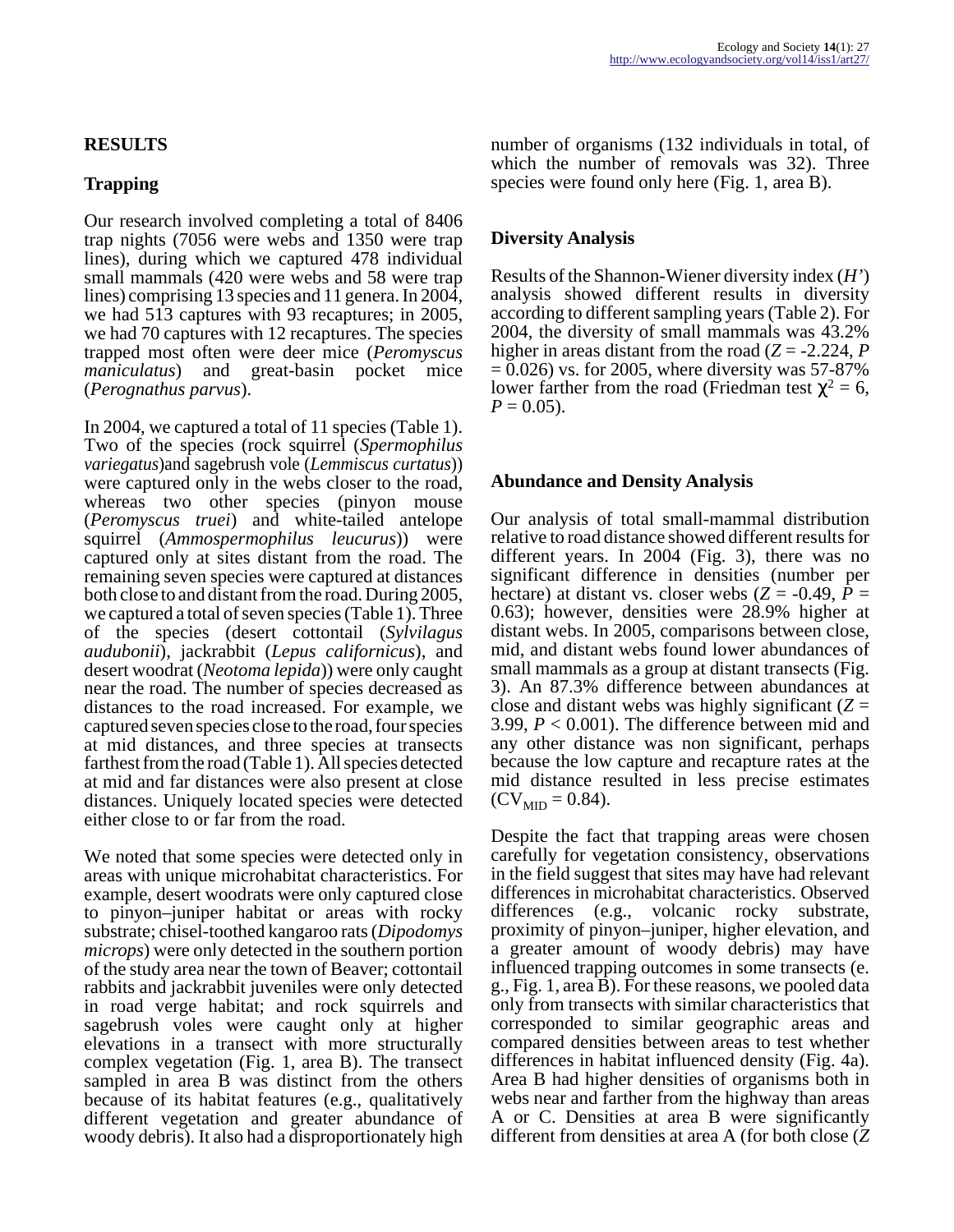## RESULTS

### Trapping

Our research involved completing a total of 8406 trap nights (7056 were webs and 1350 were trap lines), during which we captured 478 individual small mammals (420 were webs and 58 were trap lines) comprising 13 species and 11 genera. In 2004, we had 513 captures with 93 recaptures; in 2005, we had 70 captures with 12 recaptures. The species trapped most often were deer mice (*Peromyscus maniculatus*) and great-basin pocket mice (*Perognathus parvus*).

In 2004, we captured a total of 11 species (Table 1). Two of the species (rock squirrel (*Spermophilus variegatus*)and sagebrush vole (*Lemmiscus curtatus*)) were captured only in the webs closer to the road, whereas two other species (pinyon mouse (*Peromyscus truei*) and white-tailed antelope squirrel (*Ammospermophilus leucurus*)) were captured only at sites distant from the road. The remaining seven species were captured at distances both close to and distant from the road. During 2005, we captured a total of seven species (Table 1). Three of the species (desert cottontail (*Sylvilagus audubonii*), jackrabbit (*Lepus californicus*), and desert woodrat (*Neotoma lepida*)) were only caught near the road. The number of species decreased as distances to the road increased. For example, we captured seven species close to the road, four species at mid distances, and three species at transects farthest from the road (Table 1). All species detected at mid and far distances were also present at close distances. Uniquely located species were detected either close to or far from the road.

We noted that some species were detected only in areas with unique microhabitat characteristics. For example, desert woodrats were only captured close to pinyon–juniper habitat or areas with rocky substrate; chisel-toothed kangaroo rats (*Dipodomys microps*) were only detected in the southern portion of the study area near the town of Beaver; cottontail rabbits and jackrabbit juveniles were only detected in road verge habitat; and rock squirrels and sagebrush voles were caught only at higher elevations in a transect with more structurally complex vegetation (Fig. 1, area B). The transect sampled in area B was distinct from the others because of its habitat features (e.g., qualitatively different vegetation and greater abundance of woody debris). It also had a disproportionately high number of organisms (132 individuals in total, of which the number of removals was 32). Three species were found only here (Fig. 1, area B).

### Diversity Analysis

Results of the Shannon-Wiener diversity index (*H'*) analysis showed different results in diversity according to different sampling years (Table 2). For 2004, the diversity of small mammals was 43.2% higher in areas distant from the road ($Z = -2.224$, $P = 0.026$) vs. for 2005, where diversity was 57-87% lower farther from the road (Friedman test $\chi^2 = 6$, $P = 0.05$).

### Abundance and Density Analysis

Our analysis of total small-mammal distribution relative to road distance showed different results for different years. In 2004 (Fig. 3), there was no significant difference in densities (number per hectare) at distant vs. closer webs ($Z = -0.49$, $P = 0.63$); however, densities were 28.9% higher at distant webs. In 2005, comparisons between close, mid, and distant webs found lower abundances of small mammals as a group at distant transects (Fig. 3). An 87.3% difference between abundances at close and distant webs was highly significant ($Z = 3.99$, $P < 0.001$). The difference between mid and any other distance was non significant, perhaps because the low capture and recapture rates at the mid distance resulted in less precise estimates ($CV_{MID} = 0.84$).

Despite the fact that trapping areas were chosen carefully for vegetation consistency, observations in the field suggest that sites may have had relevant differences in microhabitat characteristics. Observed differences (e.g., volcanic rocky substrate, proximity of pinyon–juniper, higher elevation, and a greater amount of woody debris) may have influenced trapping outcomes in some transects (e. g., Fig. 1, area B). For these reasons, we pooled data only from transects with similar characteristics that corresponded to similar geographic areas and compared densities between areas to test whether differences in habitat influenced density (Fig. 4a). Area B had higher densities of organisms both in webs near and farther from the highway than areas A or C. Densities at area B were significantly different from densities at area A (for both close (*Z*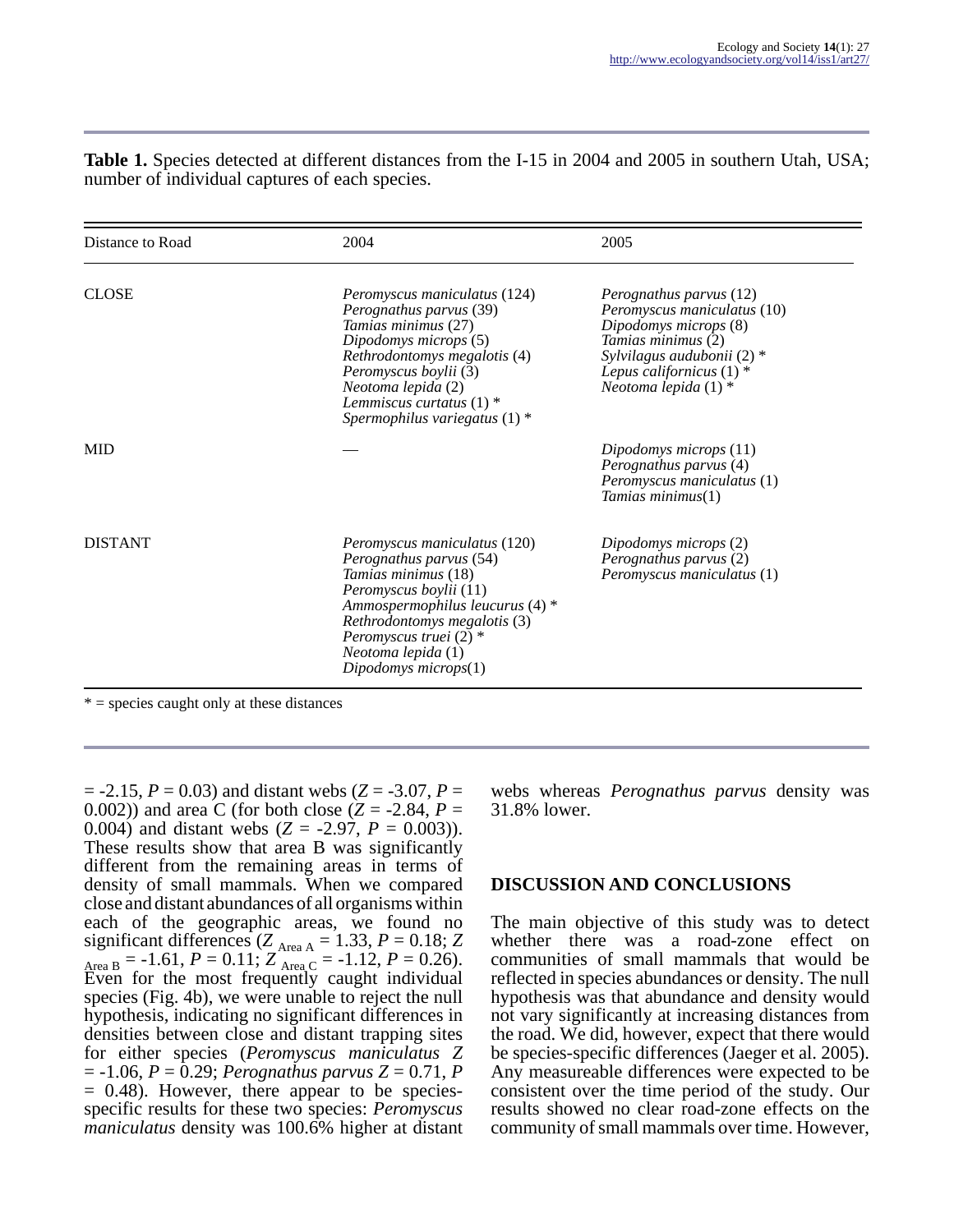**Table 1.** Species detected at different distances from the I-15 in 2004 and 2005 in southern Utah, USA; number of individual captures of each species.

| Distance to Road | 2004 | 2005 |
|---|---|---|
| CLOSE | *Peromyscus maniculatus* (124)<br>*Perognathus parvus* (39)<br>*Tamias minimus* (27)<br>*Dipodomys microps* (5)<br>*Rethrodontomys megalotis* (4)<br>*Peromyscus boylii* (3)<br>*Neotoma lepida* (2)<br>*Lemmiscus curtatus* (1) *<br>*Spermophilus variegatus* (1) * | *Perognathus parvus* (12)<br>*Peromyscus maniculatus* (10)<br>*Dipodomys microps* (8)<br>*Tamias minimus* (2)<br>*Sylvilagus audubonii* (2) *<br>*Lepus californicus* (1) *<br>*Neotoma lepida* (1) * |
| MID | — | *Dipodomys microps* (11)<br>*Perognathus parvus* (4)<br>*Peromyscus maniculatus* (1)<br>*Tamias minimus*(1) |
| DISTANT | *Peromyscus maniculatus* (120)<br>*Perognathus parvus* (54)<br>*Tamias minimus* (18)<br>*Peromyscus boylii* (11)<br>*Ammospermophilus leucurus* (4) *<br>*Rethrodontomys megalotis* (3)<br>*Peromyscus truei* (2) *<br>*Neotoma lepida* (1)<br>*Dipodomys microps*(1) | *Dipodomys microps* (2)<br>*Perognathus parvus* (2)<br>*Peromyscus maniculatus* (1) |

* = species caught only at these distances

= -2.15, $P = 0.03$) and distant webs ($Z = -3.07$, $P = 0.002$)) and area C (for both close ($Z = -2.84$, $P = 0.004$) and distant webs ($Z = -2.97$, $P = 0.003$)). These results show that area B was significantly different from the remaining areas in terms of density of small mammals. When we compared close and distant abundances of all organisms within each of the geographic areas, we found no significant differences ($Z_{\text{Area A}} = 1.33$, $P = 0.18$; $Z_{\text{Area B}} = -1.61$, $P = 0.11$; $Z_{\text{Area C}} = -1.12$, $P = 0.26$). Even for the most frequently caught individual species (Fig. 4b), we were unable to reject the null hypothesis, indicating no significant differences in densities between close and distant trapping sites for either species (*Peromyscus maniculatus* $Z = -1.06$, $P = 0.29$; *Perognathus parvus* $Z = 0.71$, $P = 0.48$). However, there appear to be species-specific results for these two species: *Peromyscus maniculatus* density was 100.6% higher at distant webs whereas *Perognathus parvus* density was 31.8% lower.

## DISCUSSION AND CONCLUSIONS

The main objective of this study was to detect whether there was a road-zone effect on communities of small mammals that would be reflected in species abundances or density. The null hypothesis was that abundance and density would not vary significantly at increasing distances from the road. We did, however, expect that there would be species-specific differences (Jaeger et al. 2005). Any measureable differences were expected to be consistent over the time period of the study. Our results showed no clear road-zone effects on the community of small mammals over time. However,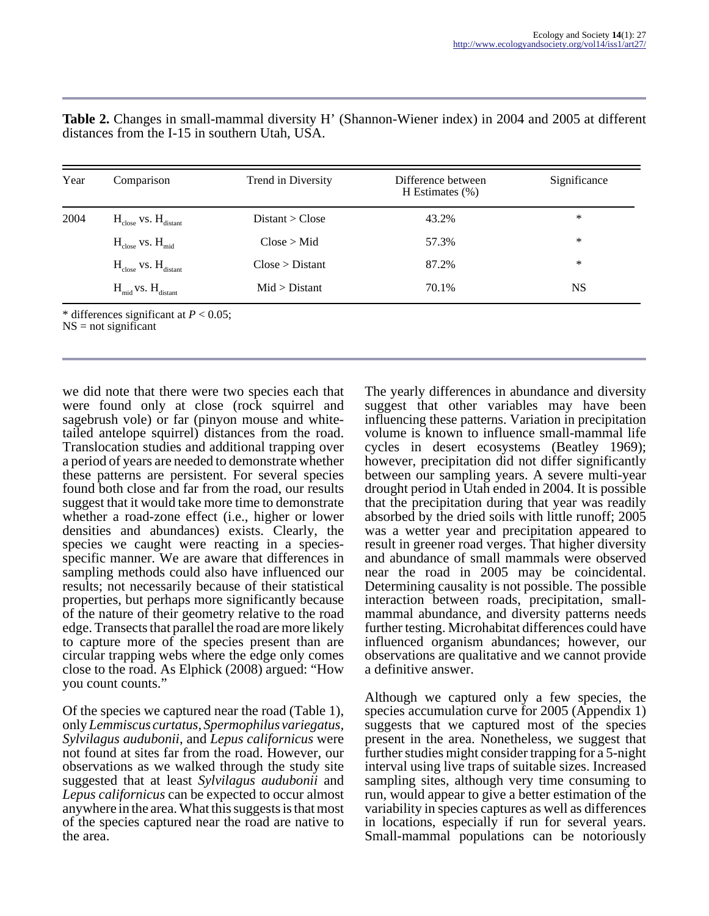**Table 2.** Changes in small-mammal diversity H' (Shannon-Wiener index) in 2004 and 2005 at different distances from the I-15 in southern Utah, USA.

| Year | Comparison | Trend in Diversity | Difference between H Estimates (%) | Significance |
|---|---|---|---|---|
| 2004 | $H_{close}$ vs. $H_{distant}$ | Distant > Close | 43.2% | * |
| | $H_{close}$ vs. $H_{mid}$ | Close > Mid | 57.3% | * |
| | $H_{close}$ vs. $H_{distant}$ | Close > Distant | 87.2% | * |
| | $H_{mid}$ vs. $H_{distant}$ | Mid > Distant | 70.1% | NS |

* differences significant at $P < 0.05$;
NS = not significant

we did note that there were two species each that were found only at close (rock squirrel and sagebrush vole) or far (pinyon mouse and white-tailed antelope squirrel) distances from the road. Translocation studies and additional trapping over a period of years are needed to demonstrate whether these patterns are persistent. For several species found both close and far from the road, our results suggest that it would take more time to demonstrate whether a road-zone effect (i.e., higher or lower densities and abundances) exists. Clearly, the species we caught were reacting in a species-specific manner. We are aware that differences in sampling methods could also have influenced our results; not necessarily because of their statistical properties, but perhaps more significantly because of the nature of their geometry relative to the road edge. Transects that parallel the road are more likely to capture more of the species present than are circular trapping webs where the edge only comes close to the road. As Elphick (2008) argued: "How you count counts."

Of the species we captured near the road (Table 1), only *Lemmiscus curtatus, Spermophilus variegatus, Sylvilagus audubonii*, and *Lepus californicus* were not found at sites far from the road. However, our observations as we walked through the study site suggested that at least *Sylvilagus audubonii* and *Lepus californicus* can be expected to occur almost anywhere in the area. What this suggests is that most of the species captured near the road are native to the area.

The yearly differences in abundance and diversity suggest that other variables may have been influencing these patterns. Variation in precipitation volume is known to influence small-mammal life cycles in desert ecosystems (Beatley 1969); however, precipitation did not differ significantly between our sampling years. A severe multi-year drought period in Utah ended in 2004. It is possible that the precipitation during that year was readily absorbed by the dried soils with little runoff; 2005 was a wetter year and precipitation appeared to result in greener road verges. That higher diversity and abundance of small mammals were observed near the road in 2005 may be coincidental. Determining causality is not possible. The possible interaction between roads, precipitation, small-mammal abundance, and diversity patterns needs further testing. Microhabitat differences could have influenced organism abundances; however, our observations are qualitative and we cannot provide a definitive answer.

Although we captured only a few species, the species accumulation curve for 2005 (Appendix 1) suggests that we captured most of the species present in the area. Nonetheless, we suggest that further studies might consider trapping for a 5-night interval using live traps of suitable sizes. Increased sampling sites, although very time consuming to run, would appear to give a better estimation of the variability in species captures as well as differences in locations, especially if run for several years. Small-mammal populations can be notoriously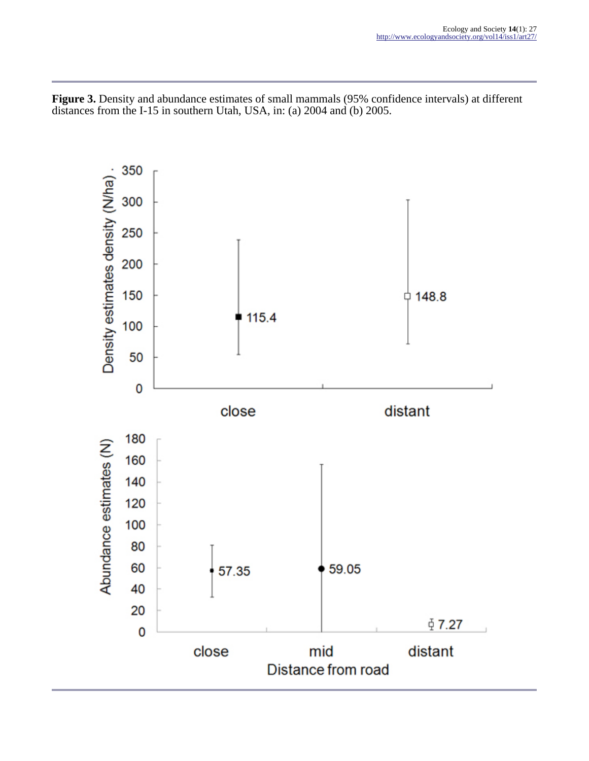**Figure 3.** Density and abundance estimates of small mammals (95% confidence intervals) at different distances from the I-15 in southern Utah, USA, in: (a) 2004 and (b) 2005.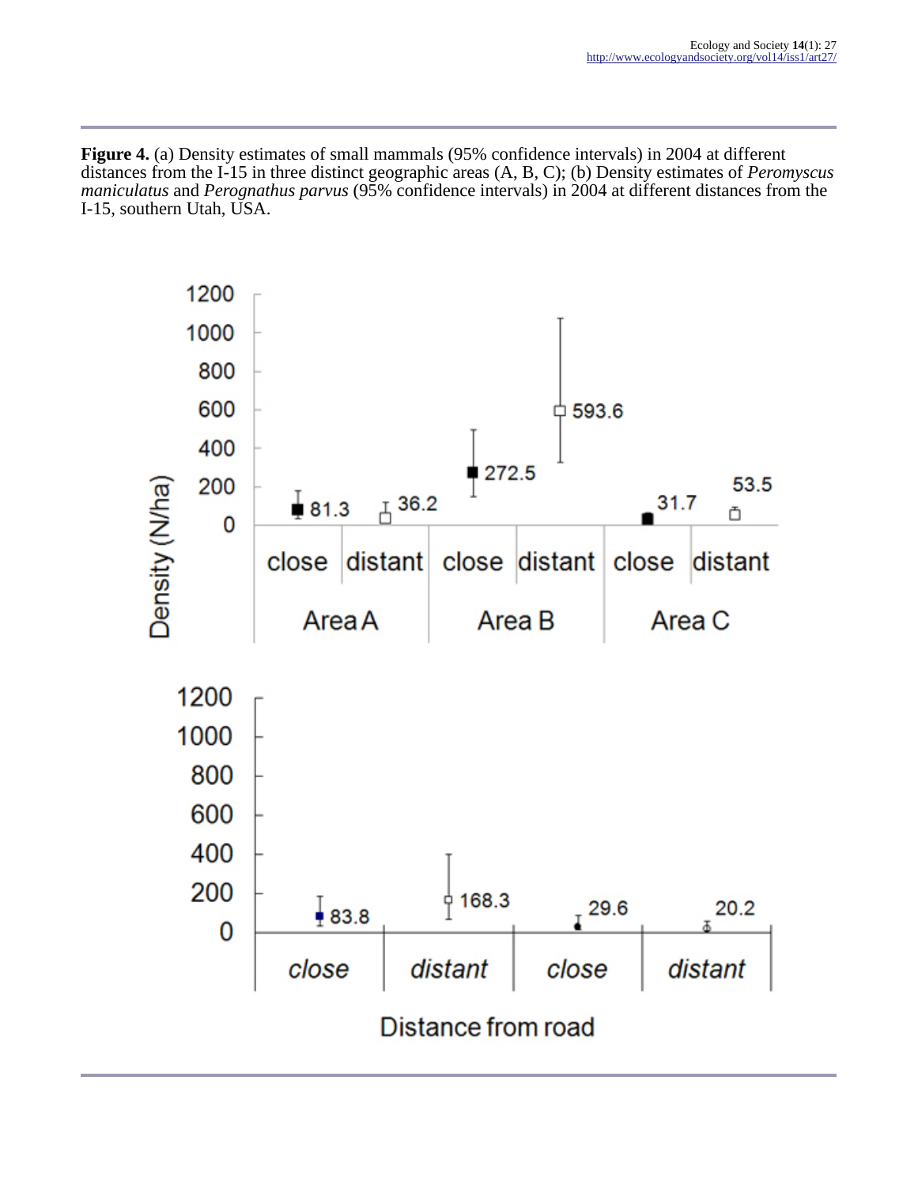**Figure 4.** (a) Density estimates of small mammals (95% confidence intervals) in 2004 at different distances from the I-15 in three distinct geographic areas (A, B, C); (b) Density estimates of *Peromyscus maniculatus* and *Perognathus parvus* (95% confidence intervals) in 2004 at different distances from the I-15, southern Utah, USA.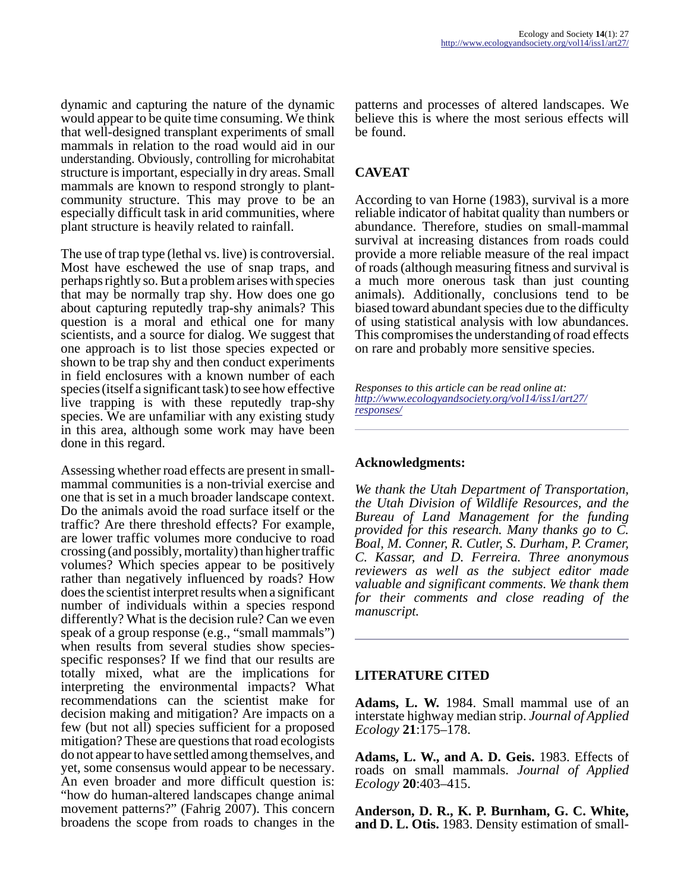dynamic and capturing the nature of the dynamic would appear to be quite time consuming. We think that well-designed transplant experiments of small mammals in relation to the road would aid in our understanding. Obviously, controlling for microhabitat structure is important, especially in dry areas. Small mammals are known to respond strongly to plant-community structure. This may prove to be an especially difficult task in arid communities, where plant structure is heavily related to rainfall.

The use of trap type (lethal vs. live) is controversial. Most have eschewed the use of snap traps, and perhaps rightly so. But a problem arises with species that may be normally trap shy. How does one go about capturing reputedly trap-shy animals? This question is a moral and ethical one for many scientists, and a source for dialog. We suggest that one approach is to list those species expected or shown to be trap shy and then conduct experiments in field enclosures with a known number of each species (itself a significant task) to see how effective live trapping is with these reputedly trap-shy species. We are unfamiliar with any existing study in this area, although some work may have been done in this regard.

Assessing whether road effects are present in small-mammal communities is a non-trivial exercise and one that is set in a much broader landscape context. Do the animals avoid the road surface itself or the traffic? Are there threshold effects? For example, are lower traffic volumes more conducive to road crossing (and possibly, mortality) than higher traffic volumes? Which species appear to be positively rather than negatively influenced by roads? How does the scientist interpret results when a significant number of individuals within a species respond differently? What is the decision rule? Can we even speak of a group response (e.g., "small mammals") when results from several studies show species-specific responses? If we find that our results are totally mixed, what are the implications for interpreting the environmental impacts? What recommendations can the scientist make for decision making and mitigation? Are impacts on a few (but not all) species sufficient for a proposed mitigation? These are questions that road ecologists do not appear to have settled among themselves, and yet, some consensus would appear to be necessary. An even broader and more difficult question is: "how do human-altered landscapes change animal movement patterns?" (Fahrig 2007). This concern broadens the scope from roads to changes in the patterns and processes of altered landscapes. We believe this is where the most serious effects will be found.

## CAVEAT

According to van Horne (1983), survival is a more reliable indicator of habitat quality than numbers or abundance. Therefore, studies on small-mammal survival at increasing distances from roads could provide a more reliable measure of the real impact of roads (although measuring fitness and survival is a much more onerous task than just counting animals). Additionally, conclusions tend to be biased toward abundant species due to the difficulty of using statistical analysis with low abundances. This compromises the understanding of road effects on rare and probably more sensitive species.

*Responses to this article can be read online at: http://www.ecologyandsociety.org/vol14/iss1/art27/responses/*

## Acknowledgments:

*We thank the Utah Department of Transportation, the Utah Division of Wildlife Resources, and the Bureau of Land Management for the funding provided for this research. Many thanks go to C. Boal, M. Conner, R. Cutler, S. Durham, P. Cramer, C. Kassar, and D. Ferreira. Three anonymous reviewers as well as the subject editor made valuable and significant comments. We thank them for their comments and close reading of the manuscript.*

## LITERATURE CITED

**Adams, L. W.** 1984. Small mammal use of an interstate highway median strip. *Journal of Applied Ecology* **21**:175–178.

**Adams, L. W., and A. D. Geis.** 1983. Effects of roads on small mammals. *Journal of Applied Ecology* **20**:403–415.

**Anderson, D. R., K. P. Burnham, G. C. White, and D. L. Otis.** 1983. Density estimation of small-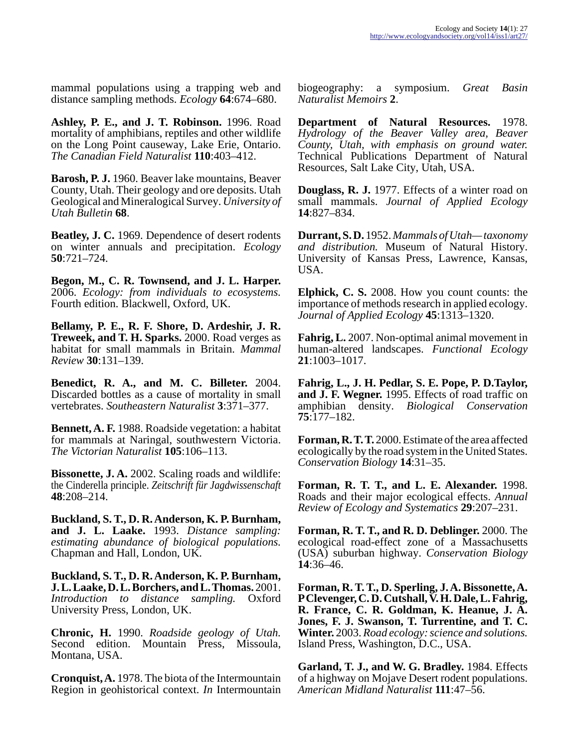mammal populations using a trapping web and distance sampling methods. *Ecology* **64**:674–680.

**Ashley, P. E., and J. T. Robinson.** 1996. Road mortality of amphibians, reptiles and other wildlife on the Long Point causeway, Lake Erie, Ontario. *The Canadian Field Naturalist* **110**:403–412.

**Barosh, P. J.** 1960. Beaver lake mountains, Beaver County, Utah. Their geology and ore deposits. Utah Geological and Mineralogical Survey. *University of Utah Bulletin* **68**.

**Beatley, J. C.** 1969. Dependence of desert rodents on winter annuals and precipitation. *Ecology* **50**:721–724.

**Begon, M., C. R. Townsend, and J. L. Harper.** 2006. *Ecology: from individuals to ecosystems.* Fourth edition. Blackwell, Oxford, UK.

**Bellamy, P. E., R. F. Shore, D. Ardeshir, J. R. Treweek, and T. H. Sparks.** 2000. Road verges as habitat for small mammals in Britain. *Mammal Review* **30**:131–139.

**Benedict, R. A., and M. C. Billeter.** 2004. Discarded bottles as a cause of mortality in small vertebrates. *Southeastern Naturalist* **3**:371–377.

**Bennett, A. F.** 1988. Roadside vegetation: a habitat for mammals at Naringal, southwestern Victoria. *The Victorian Naturalist* **105**:106–113.

**Bissonette, J. A.** 2002. Scaling roads and wildlife: the Cinderella principle. *Zeitschrift für Jagdwissenschaft* **48**:208–214.

**Buckland, S. T., D. R. Anderson, K. P. Burnham, and J. L. Laake.** 1993. *Distance sampling: estimating abundance of biological populations.* Chapman and Hall, London, UK.

**Buckland, S. T., D. R. Anderson, K. P. Burnham, J. L. Laake, D. L. Borchers, and L. Thomas.** 2001. *Introduction to distance sampling.* Oxford University Press, London, UK.

**Chronic, H.** 1990. *Roadside geology of Utah.* Second edition. Mountain Press, Missoula, Montana, USA.

**Cronquist, A.** 1978. The biota of the Intermountain Region in geohistorical context. *In* Intermountain biogeography: a symposium. *Great Basin Naturalist Memoirs* **2**.

**Department of Natural Resources.** 1978. *Hydrology of the Beaver Valley area, Beaver County, Utah, with emphasis on ground water.* Technical Publications Department of Natural Resources, Salt Lake City, Utah, USA.

**Douglass, R. J.** 1977. Effects of a winter road on small mammals. *Journal of Applied Ecology* **14**:827–834.

**Durrant, S. D.** 1952. *Mammals of Utah—taxonomy and distribution.* Museum of Natural History. University of Kansas Press, Lawrence, Kansas, USA.

**Elphick, C. S.** 2008. How you count counts: the importance of methods research in applied ecology. *Journal of Applied Ecology* **45**:1313–1320.

**Fahrig, L.** 2007. Non-optimal animal movement in human-altered landscapes. *Functional Ecology* **21**:1003–1017.

**Fahrig, L., J. H. Pedlar, S. E. Pope, P. D.Taylor, and J. F. Wegner.** 1995. Effects of road traffic on amphibian density. *Biological Conservation* **75**:177–182.

**Forman, R. T. T.** 2000. Estimate of the area affected ecologically by the road system in the United States. *Conservation Biology* **14**:31–35.

**Forman, R. T. T., and L. E. Alexander.** 1998. Roads and their major ecological effects. *Annual Review of Ecology and Systematics* **29**:207–231.

**Forman, R. T. T., and R. D. Deblinger.** 2000. The ecological road-effect zone of a Massachusetts (USA) suburban highway. *Conservation Biology* **14**:36–46.

**Forman, R. T. T., D. Sperling, J. A. Bissonette, A. P Clevenger, C. D. Cutshall, V. H. Dale, L. Fahrig, R. France, C. R. Goldman, K. Heanue, J. A. Jones, F. J. Swanson, T. Turrentine, and T. C. Winter.** 2003. *Road ecology: science and solutions.* Island Press, Washington, D.C., USA.

**Garland, T. J., and W. G. Bradley.** 1984. Effects of a highway on Mojave Desert rodent populations. *American Midland Naturalist* **111**:47–56.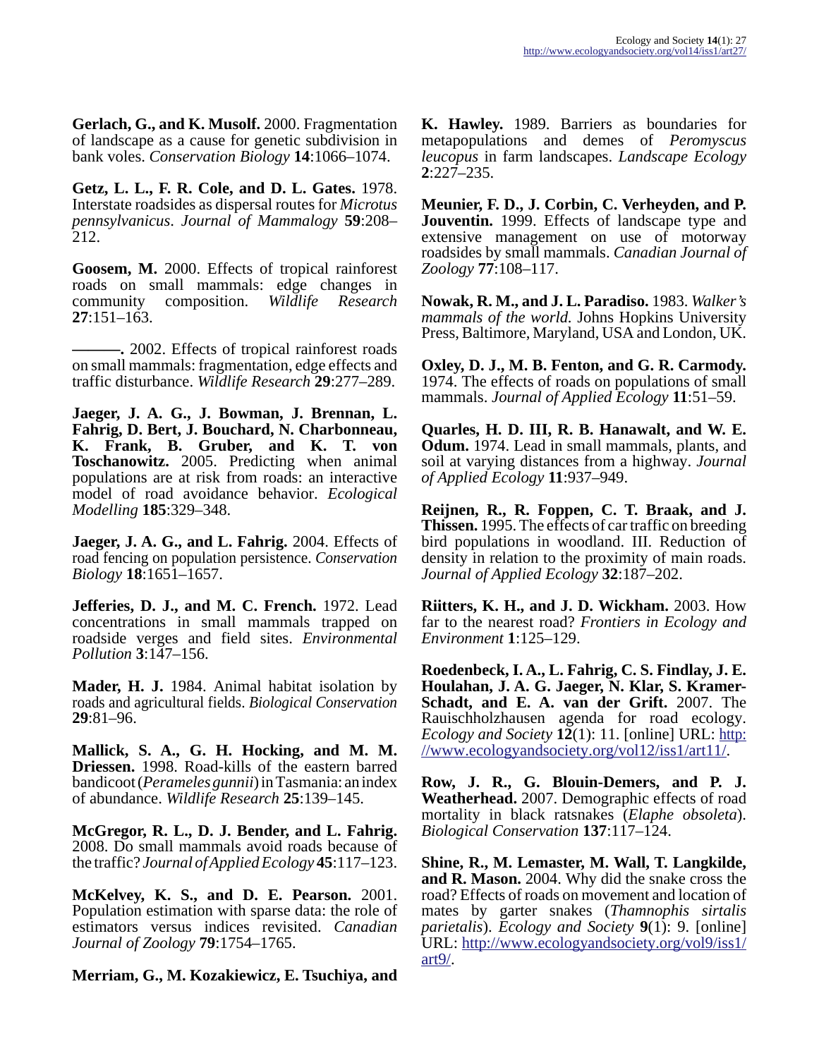**Gerlach, G., and K. Musolf.** 2000. Fragmentation of landscape as a cause for genetic subdivision in bank voles. *Conservation Biology* **14**:1066–1074.

**Getz, L. L., F. R. Cole, and D. L. Gates.** 1978. Interstate roadsides as dispersal routes for *Microtus pennsylvanicus*. *Journal of Mammalogy* **59**:208–212.

**Goosem, M.** 2000. Effects of tropical rainforest roads on small mammals: edge changes in community composition. *Wildlife Research* **27**:151–163.

**———.** 2002. Effects of tropical rainforest roads on small mammals: fragmentation, edge effects and traffic disturbance. *Wildlife Research* **29**:277–289.

**Jaeger, J. A. G., J. Bowman, J. Brennan, L. Fahrig, D. Bert, J. Bouchard, N. Charbonneau, K. Frank, B. Gruber, and K. T. von Toschanowitz.** 2005. Predicting when animal populations are at risk from roads: an interactive model of road avoidance behavior. *Ecological Modelling* **185**:329–348.

**Jaeger, J. A. G., and L. Fahrig.** 2004. Effects of road fencing on population persistence. *Conservation Biology* **18**:1651–1657.

**Jefferies, D. J., and M. C. French.** 1972. Lead concentrations in small mammals trapped on roadside verges and field sites. *Environmental Pollution* **3**:147–156.

**Mader, H. J.** 1984. Animal habitat isolation by roads and agricultural fields. *Biological Conservation* **29**:81–96.

**Mallick, S. A., G. H. Hocking, and M. M. Driessen.** 1998. Road-kills of the eastern barred bandicoot (*Perameles gunnii*) in Tasmania: an index of abundance. *Wildlife Research* **25**:139–145.

**McGregor, R. L., D. J. Bender, and L. Fahrig.** 2008. Do small mammals avoid roads because of the traffic? *Journal of Applied Ecology* **45**:117–123.

**McKelvey, K. S., and D. E. Pearson.** 2001. Population estimation with sparse data: the role of estimators versus indices revisited. *Canadian Journal of Zoology* **79**:1754–1765.

**Merriam, G., M. Kozakiewicz, E. Tsuchiya, and K. Hawley.** 1989. Barriers as boundaries for metapopulations and demes of *Peromyscus leucopus* in farm landscapes. *Landscape Ecology* **2**:227–235.

**Meunier, F. D., J. Corbin, C. Verheyden, and P. Jouventin.** 1999. Effects of landscape type and extensive management on use of motorway roadsides by small mammals. *Canadian Journal of Zoology* **77**:108–117.

**Nowak, R. M., and J. L. Paradiso.** 1983. *Walker's mammals of the world.* Johns Hopkins University Press, Baltimore, Maryland, USA and London, UK.

**Oxley, D. J., M. B. Fenton, and G. R. Carmody.** 1974. The effects of roads on populations of small mammals. *Journal of Applied Ecology* **11**:51–59.

**Quarles, H. D. III, R. B. Hanawalt, and W. E. Odum.** 1974. Lead in small mammals, plants, and soil at varying distances from a highway. *Journal of Applied Ecology* **11**:937–949.

**Reijnen, R., R. Foppen, C. T. Braak, and J. Thissen.** 1995. The effects of car traffic on breeding bird populations in woodland. III. Reduction of density in relation to the proximity of main roads. *Journal of Applied Ecology* **32**:187–202.

**Riitters, K. H., and J. D. Wickham.** 2003. How far to the nearest road? *Frontiers in Ecology and Environment* **1**:125–129.

**Roedenbeck, I. A., L. Fahrig, C. S. Findlay, J. E. Houlahan, J. A. G. Jaeger, N. Klar, S. Kramer-Schadt, and E. A. van der Grift.** 2007. The Rauischholzhausen agenda for road ecology. *Ecology and Society* **12**(1): 11. [online] URL: http://www.ecologyandsociety.org/vol12/iss1/art11/.

**Row, J. R., G. Blouin-Demers, and P. J. Weatherhead.** 2007. Demographic effects of road mortality in black ratsnakes (*Elaphe obsoleta*). *Biological Conservation* **137**:117–124.

**Shine, R., M. Lemaster, M. Wall, T. Langkilde, and R. Mason.** 2004. Why did the snake cross the road? Effects of roads on movement and location of mates by garter snakes (*Thamnophis sirtalis parietalis*). *Ecology and Society* **9**(1): 9. [online] URL: http://www.ecologyandsociety.org/vol9/iss1/art9/.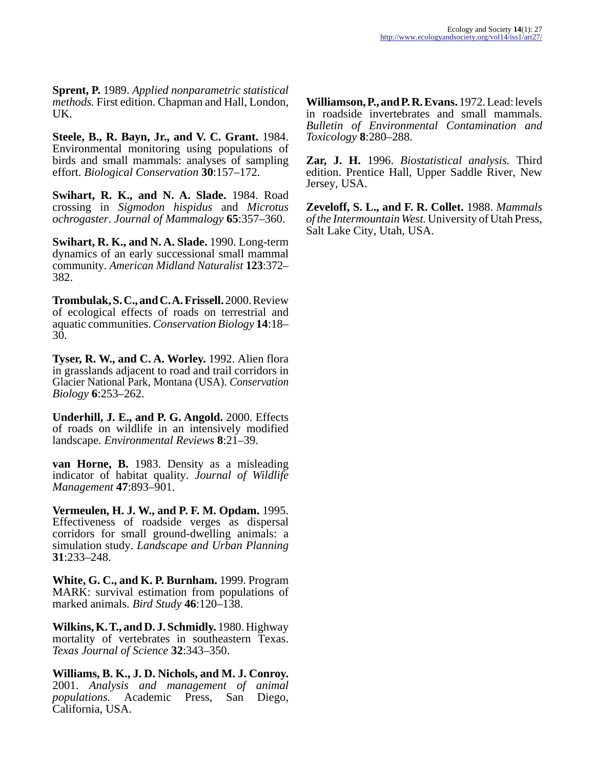**Sprent, P.** 1989. *Applied nonparametric statistical methods.* First edition. Chapman and Hall, London, UK.

**Steele, B., R. Bayn, Jr., and V. C. Grant.** 1984. Environmental monitoring using populations of birds and small mammals: analyses of sampling effort. *Biological Conservation* **30**:157–172.

**Swihart, R. K., and N. A. Slade.** 1984. Road crossing in *Sigmodon hispidus* and *Microtus ochrogaster*. *Journal of Mammalogy* **65**:357–360.

**Swihart, R. K., and N. A. Slade.** 1990. Long-term dynamics of an early successional small mammal community. *American Midland Naturalist* **123**:372–382.

**Trombulak, S. C., and C. A. Frissell.** 2000. Review of ecological effects of roads on terrestrial and aquatic communities. *Conservation Biology* **14**:18–30.

**Tyser, R. W., and C. A. Worley.** 1992. Alien flora in grasslands adjacent to road and trail corridors in Glacier National Park, Montana (USA). *Conservation Biology* **6**:253–262.

**Underhill, J. E., and P. G. Angold.** 2000. Effects of roads on wildlife in an intensively modified landscape. *Environmental Reviews* **8**:21–39.

**van Horne, B.** 1983. Density as a misleading indicator of habitat quality. *Journal of Wildlife Management* **47**:893–901.

**Vermeulen, H. J. W., and P. F. M. Opdam.** 1995. Effectiveness of roadside verges as dispersal corridors for small ground-dwelling animals: a simulation study. *Landscape and Urban Planning* **31**:233–248.

**White, G. C., and K. P. Burnham.** 1999. Program MARK: survival estimation from populations of marked animals. *Bird Study* **46**:120–138.

**Wilkins, K. T., and D. J. Schmidly.** 1980. Highway mortality of vertebrates in southeastern Texas. *Texas Journal of Science* **32**:343–350.

**Williams, B. K., J. D. Nichols, and M. J. Conroy.** 2001. *Analysis and management of animal populations.* Academic Press, San Diego, California, USA.

**Williamson, P., and P. R. Evans.** 1972. Lead: levels in roadside invertebrates and small mammals. *Bulletin of Environmental Contamination and Toxicology* **8**:280–288.

**Zar, J. H.** 1996. *Biostatistical analysis.* Third edition. Prentice Hall, Upper Saddle River, New Jersey, USA.

**Zeveloff, S. L., and F. R. Collet.** 1988. *Mammals of the Intermountain West.* University of Utah Press, Salt Lake City, Utah, USA.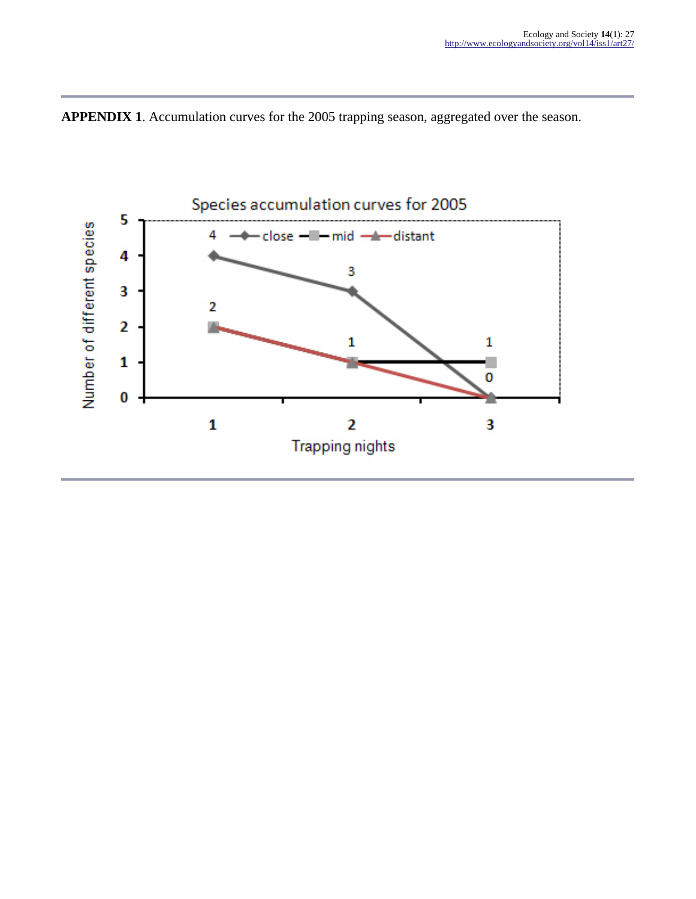**APPENDIX 1**. Accumulation curves for the 2005 trapping season, aggregated over the season.

Species accumulation curves for 2005

Number of different species

5
4
3
2
1
0

close
mid
distant

4
3
2
1
1
0

1
2
3

Trapping nights